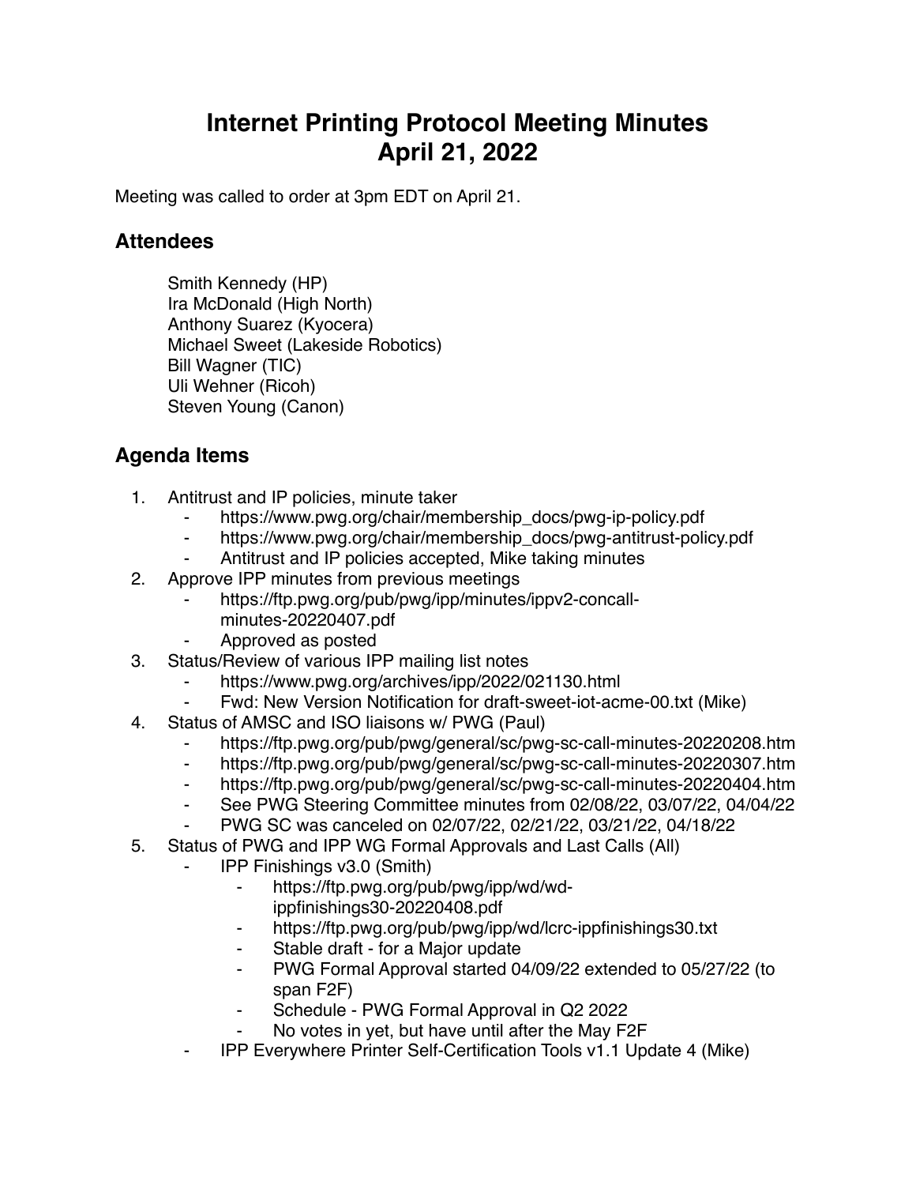# Internet Printing Protocol Meeting Minutes
# April 21, 2022

Meeting was called to order at 3pm EDT on April 21.

## Attendees

Smith Kennedy (HP)
Ira McDonald (High North)
Anthony Suarez (Kyocera)
Michael Sweet (Lakeside Robotics)
Bill Wagner (TIC)
Uli Wehner (Ricoh)
Steven Young (Canon)

## Agenda Items

1. Antitrust and IP policies, minute taker
    - https://www.pwg.org/chair/membership_docs/pwg-ip-policy.pdf
    - https://www.pwg.org/chair/membership_docs/pwg-antitrust-policy.pdf
    - Antitrust and IP policies accepted, Mike taking minutes
2. Approve IPP minutes from previous meetings
    - https://ftp.pwg.org/pub/pwg/ipp/minutes/ippv2-concall-minutes-20220407.pdf
    - Approved as posted
3. Status/Review of various IPP mailing list notes
    - https://www.pwg.org/archives/ipp/2022/021130.html
    - Fwd: New Version Notification for draft-sweet-iot-acme-00.txt (Mike)
4. Status of AMSC and ISO liaisons w/ PWG (Paul)
    - https://ftp.pwg.org/pub/pwg/general/sc/pwg-sc-call-minutes-20220208.htm
    - https://ftp.pwg.org/pub/pwg/general/sc/pwg-sc-call-minutes-20220307.htm
    - https://ftp.pwg.org/pub/pwg/general/sc/pwg-sc-call-minutes-20220404.htm
    - See PWG Steering Committee minutes from 02/08/22, 03/07/22, 04/04/22
    - PWG SC was canceled on 02/07/22, 02/21/22, 03/21/22, 04/18/22
5. Status of PWG and IPP WG Formal Approvals and Last Calls (All)
    - IPP Finishings v3.0 (Smith)
        - https://ftp.pwg.org/pub/pwg/ipp/wd/wd-ippfinishings30-20220408.pdf
        - https://ftp.pwg.org/pub/pwg/ipp/wd/lcrc-ippfinishings30.txt
        - Stable draft - for a Major update
        - PWG Formal Approval started 04/09/22 extended to 05/27/22 (to span F2F)
        - Schedule - PWG Formal Approval in Q2 2022
        - No votes in yet, but have until after the May F2F
    - IPP Everywhere Printer Self-Certification Tools v1.1 Update 4 (Mike)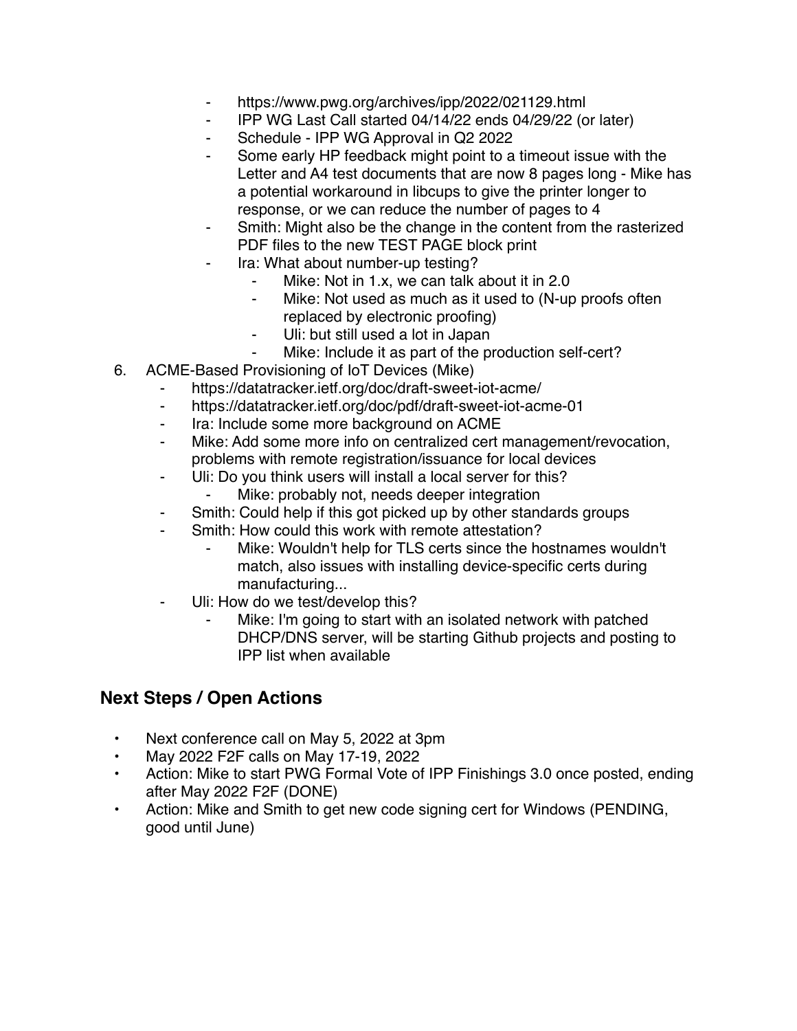- https://www.pwg.org/archives/ipp/2022/021129.html
    - IPP WG Last Call started 04/14/22 ends 04/29/22 (or later)
    - Schedule - IPP WG Approval in Q2 2022
    - Some early HP feedback might point to a timeout issue with the Letter and A4 test documents that are now 8 pages long - Mike has a potential workaround in libcups to give the printer longer to response, or we can reduce the number of pages to 4
    - Smith: Might also be the change in the content from the rasterized PDF files to the new TEST PAGE block print
    - Ira: What about number-up testing?
        - Mike: Not in 1.x, we can talk about it in 2.0
        - Mike: Not used as much as it used to (N-up proofs often replaced by electronic proofing)
        - Uli: but still used a lot in Japan
        - Mike: Include it as part of the production self-cert?

6. ACME-Based Provisioning of IoT Devices (Mike)
    - https://datatracker.ietf.org/doc/draft-sweet-iot-acme/
    - https://datatracker.ietf.org/doc/pdf/draft-sweet-iot-acme-01
    - Ira: Include some more background on ACME
    - Mike: Add some more info on centralized cert management/revocation, problems with remote registration/issuance for local devices
    - Uli: Do you think users will install a local server for this?
        - Mike: probably not, needs deeper integration
    - Smith: Could help if this got picked up by other standards groups
    - Smith: How could this work with remote attestation?
        - Mike: Wouldn't help for TLS certs since the hostnames wouldn't match, also issues with installing device-specific certs during manufacturing...
    - Uli: How do we test/develop this?
        - Mike: I'm going to start with an isolated network with patched DHCP/DNS server, will be starting Github projects and posting to IPP list when available

## Next Steps / Open Actions

- Next conference call on May 5, 2022 at 3pm
- May 2022 F2F calls on May 17-19, 2022
- Action: Mike to start PWG Formal Vote of IPP Finishings 3.0 once posted, ending after May 2022 F2F (DONE)
- Action: Mike and Smith to get new code signing cert for Windows (PENDING, good until June)